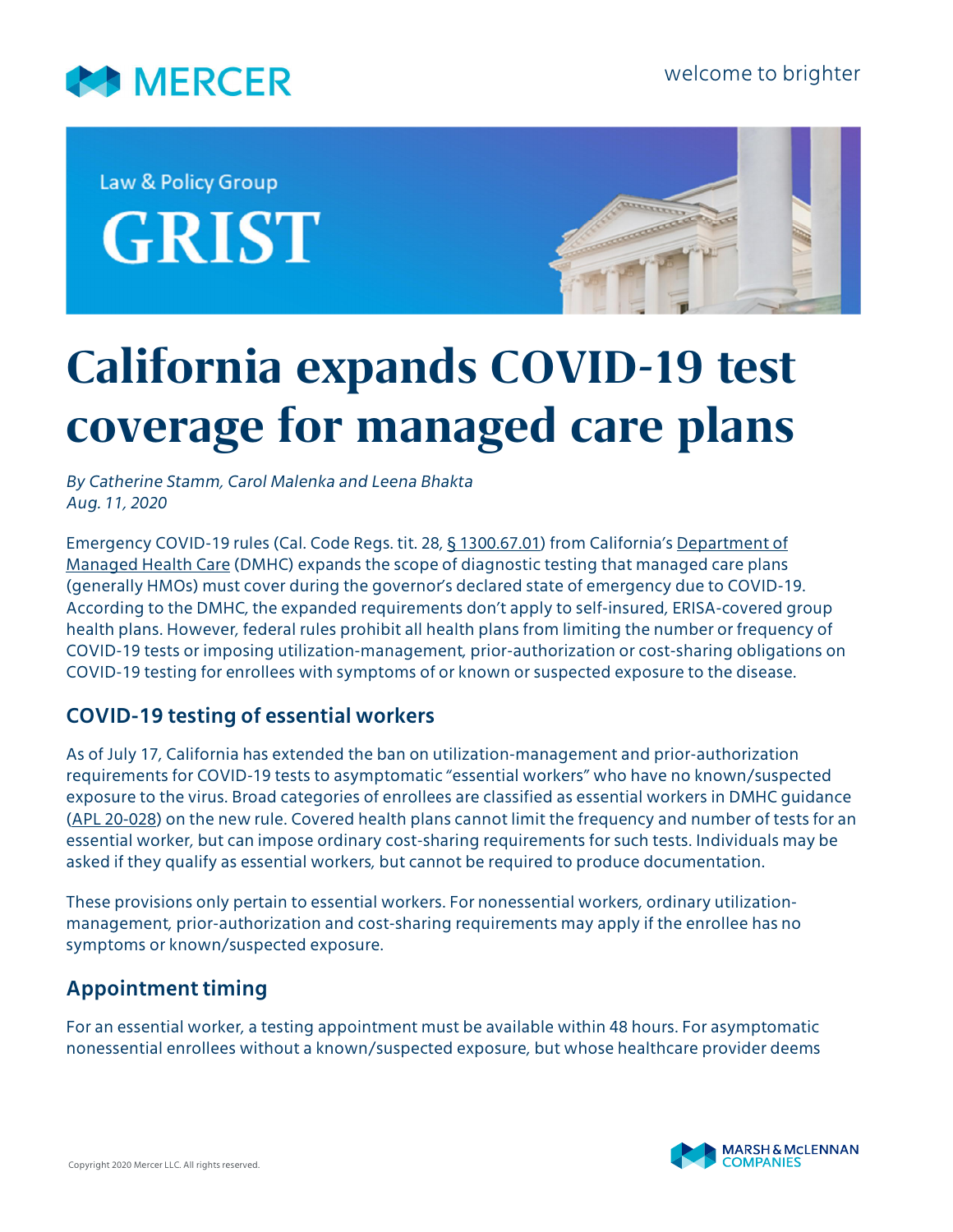Law & Policy Group

GRIST

# California expands COVID-19 test coverage for managed care plans

*By Catherine Stamm, Carol Malenka and Leena Bhakta*
*Aug. 11, 2020*

Emergency COVID-19 rules (Cal. Code Regs. tit. 28, § 1300.67.01) from California's Department of Managed Health Care (DMHC) expands the scope of diagnostic testing that managed care plans (generally HMOs) must cover during the governor's declared state of emergency due to COVID-19. According to the DMHC, the expanded requirements don't apply to self-insured, ERISA-covered group health plans. However, federal rules prohibit all health plans from limiting the number or frequency of COVID-19 tests or imposing utilization-management, prior-authorization or cost-sharing obligations on COVID-19 testing for enrollees with symptoms of or known or suspected exposure to the disease.

## COVID-19 testing of essential workers

As of July 17, California has extended the ban on utilization-management and prior-authorization requirements for COVID-19 tests to asymptomatic "essential workers" who have no known/suspected exposure to the virus. Broad categories of enrollees are classified as essential workers in DMHC guidance (APL 20-028) on the new rule. Covered health plans cannot limit the frequency and number of tests for an essential worker, but can impose ordinary cost-sharing requirements for such tests. Individuals may be asked if they qualify as essential workers, but cannot be required to produce documentation.

These provisions only pertain to essential workers. For nonessential workers, ordinary utilization-management, prior-authorization and cost-sharing requirements may apply if the enrollee has no symptoms or known/suspected exposure.

## Appointment timing

For an essential worker, a testing appointment must be available within 48 hours. For asymptomatic nonessential enrollees without a known/suspected exposure, but whose healthcare provider deems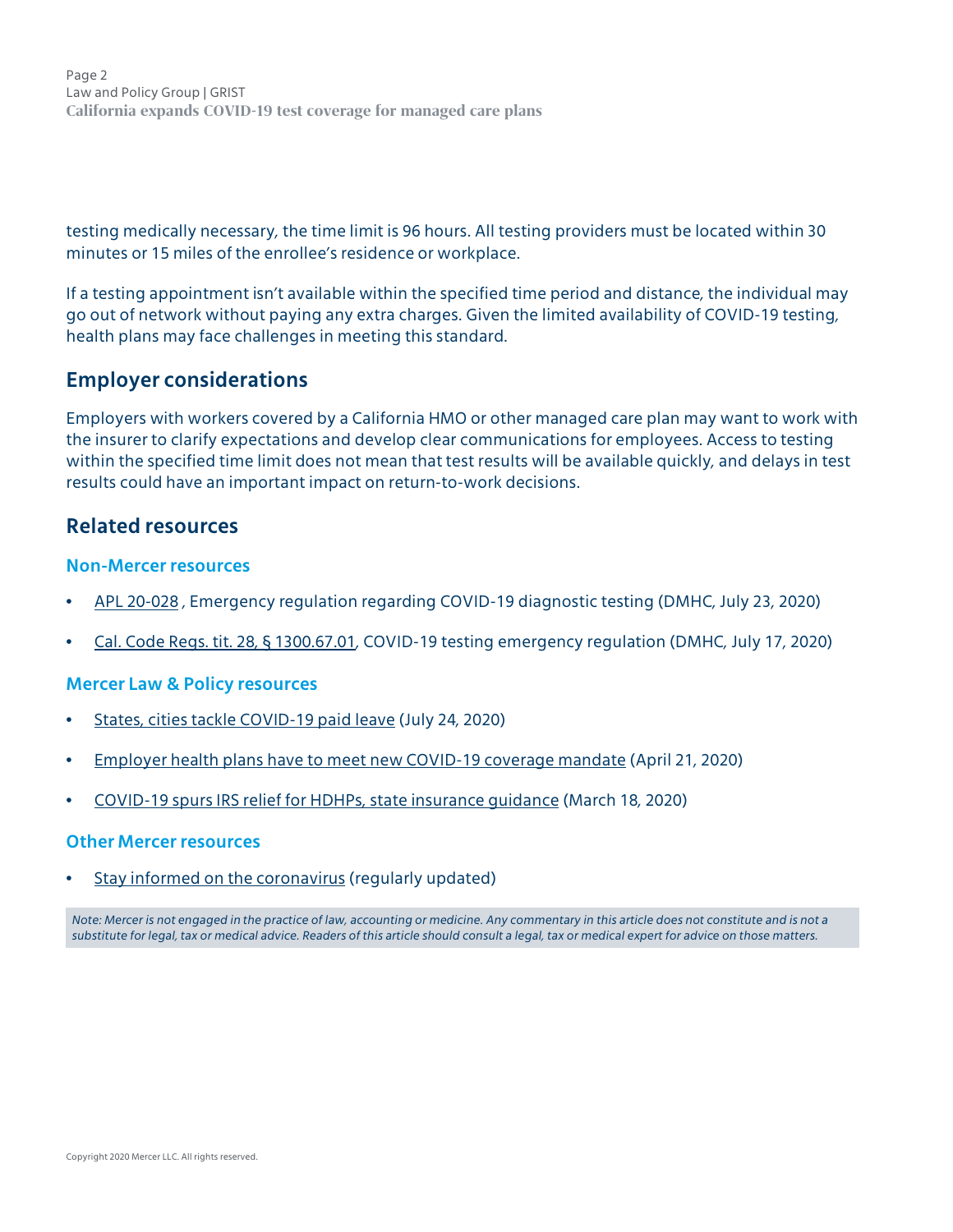testing medically necessary, the time limit is 96 hours. All testing providers must be located within 30 minutes or 15 miles of the enrollee's residence or workplace.

If a testing appointment isn't available within the specified time period and distance, the individual may go out of network without paying any extra charges. Given the limited availability of COVID-19 testing, health plans may face challenges in meeting this standard.

## Employer considerations

Employers with workers covered by a California HMO or other managed care plan may want to work with the insurer to clarify expectations and develop clear communications for employees. Access to testing within the specified time limit does not mean that test results will be available quickly, and delays in test results could have an important impact on return-to-work decisions.

## Related resources

### Non-Mercer resources

- APL 20-028 , Emergency regulation regarding COVID-19 diagnostic testing (DMHC, July 23, 2020)
- Cal. Code Regs. tit. 28, § 1300.67.01, COVID-19 testing emergency regulation (DMHC, July 17, 2020)

### Mercer Law & Policy resources

- States, cities tackle COVID-19 paid leave (July 24, 2020)
- Employer health plans have to meet new COVID-19 coverage mandate (April 21, 2020)
- COVID-19 spurs IRS relief for HDHPs, state insurance guidance (March 18, 2020)

### Other Mercer resources

- Stay informed on the coronavirus (regularly updated)

*Note: Mercer is not engaged in the practice of law, accounting or medicine. Any commentary in this article does not constitute and is not a substitute for legal, tax or medical advice. Readers of this article should consult a legal, tax or medical expert for advice on those matters.*

Copyright 2020 Mercer LLC. All rights reserved.